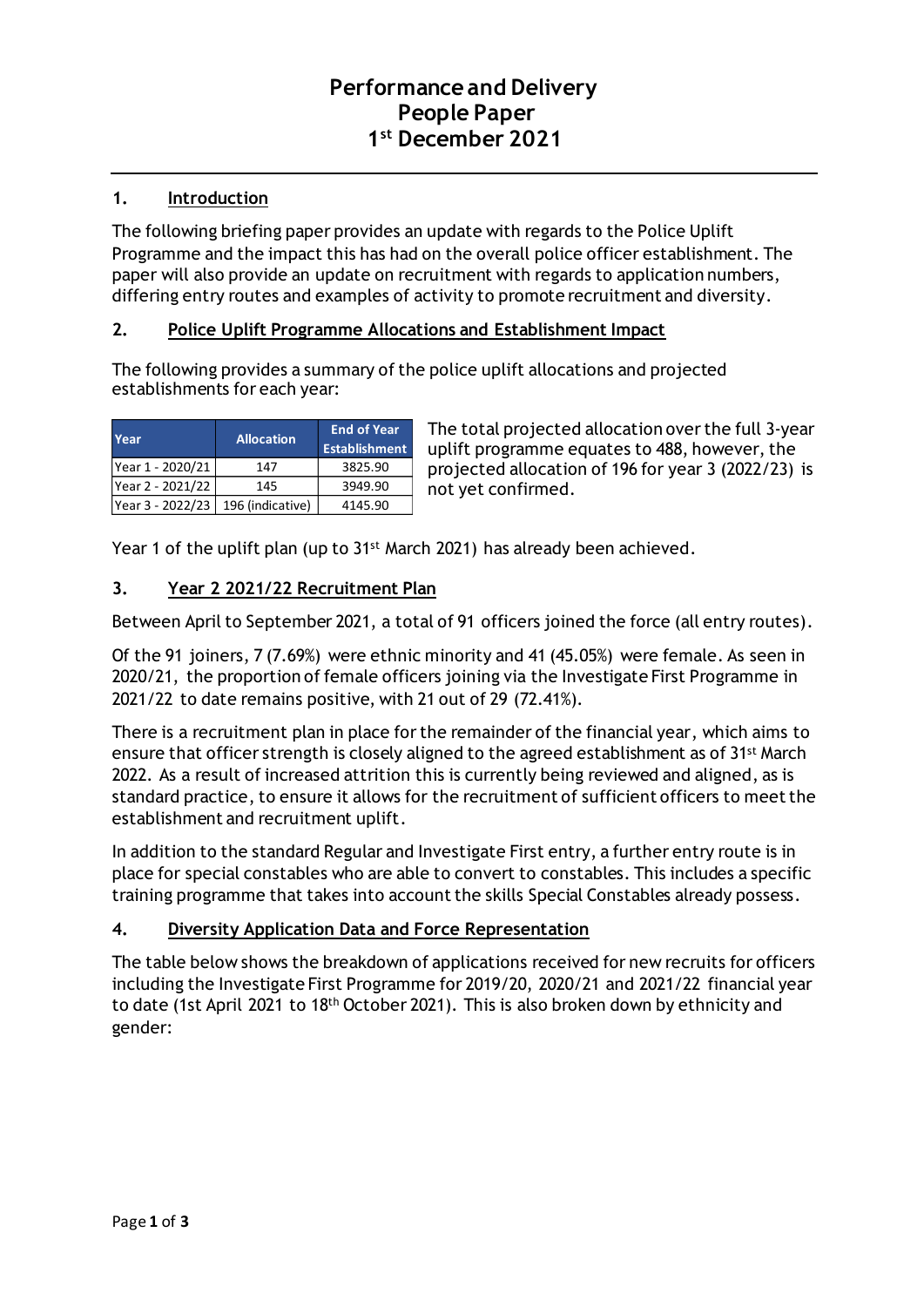# Performance and Delivery
# People Paper
# 1st December 2021

## 1. Introduction

The following briefing paper provides an update with regards to the Police Uplift Programme and the impact this has had on the overall police officer establishment. The paper will also provide an update on recruitment with regards to application numbers, differing entry routes and examples of activity to promote recruitment and diversity.

## 2. Police Uplift Programme Allocations and Establishment Impact

The following provides a summary of the police uplift allocations and projected establishments for each year:

| Year | Allocation | End of Year Establishment |
|---|---|---|
| Year 1 - 2020/21 | 147 | 3825.90 |
| Year 2 - 2021/22 | 145 | 3949.90 |
| Year 3 - 2022/23 | 196 (indicative) | 4145.90 |

The total projected allocation over the full 3-year uplift programme equates to 488, however, the projected allocation of 196 for year 3 (2022/23) is not yet confirmed.

Year 1 of the uplift plan (up to 31st March 2021) has already been achieved.

## 3. Year 2 2021/22 Recruitment Plan

Between April to September 2021, a total of 91 officers joined the force (all entry routes).

Of the 91 joiners, 7 (7.69%) were ethnic minority and 41 (45.05%) were female. As seen in 2020/21, the proportion of female officers joining via the Investigate First Programme in 2021/22 to date remains positive, with 21 out of 29 (72.41%).

There is a recruitment plan in place for the remainder of the financial year, which aims to ensure that officer strength is closely aligned to the agreed establishment as of 31st March 2022. As a result of increased attrition this is currently being reviewed and aligned, as is standard practice, to ensure it allows for the recruitment of sufficient officers to meet the establishment and recruitment uplift.

In addition to the standard Regular and Investigate First entry, a further entry route is in place for special constables who are able to convert to constables. This includes a specific training programme that takes into account the skills Special Constables already possess.

## 4. Diversity Application Data and Force Representation

The table below shows the breakdown of applications received for new recruits for officers including the Investigate First Programme for 2019/20, 2020/21 and 2021/22 financial year to date (1st April 2021 to 18th October 2021). This is also broken down by ethnicity and gender: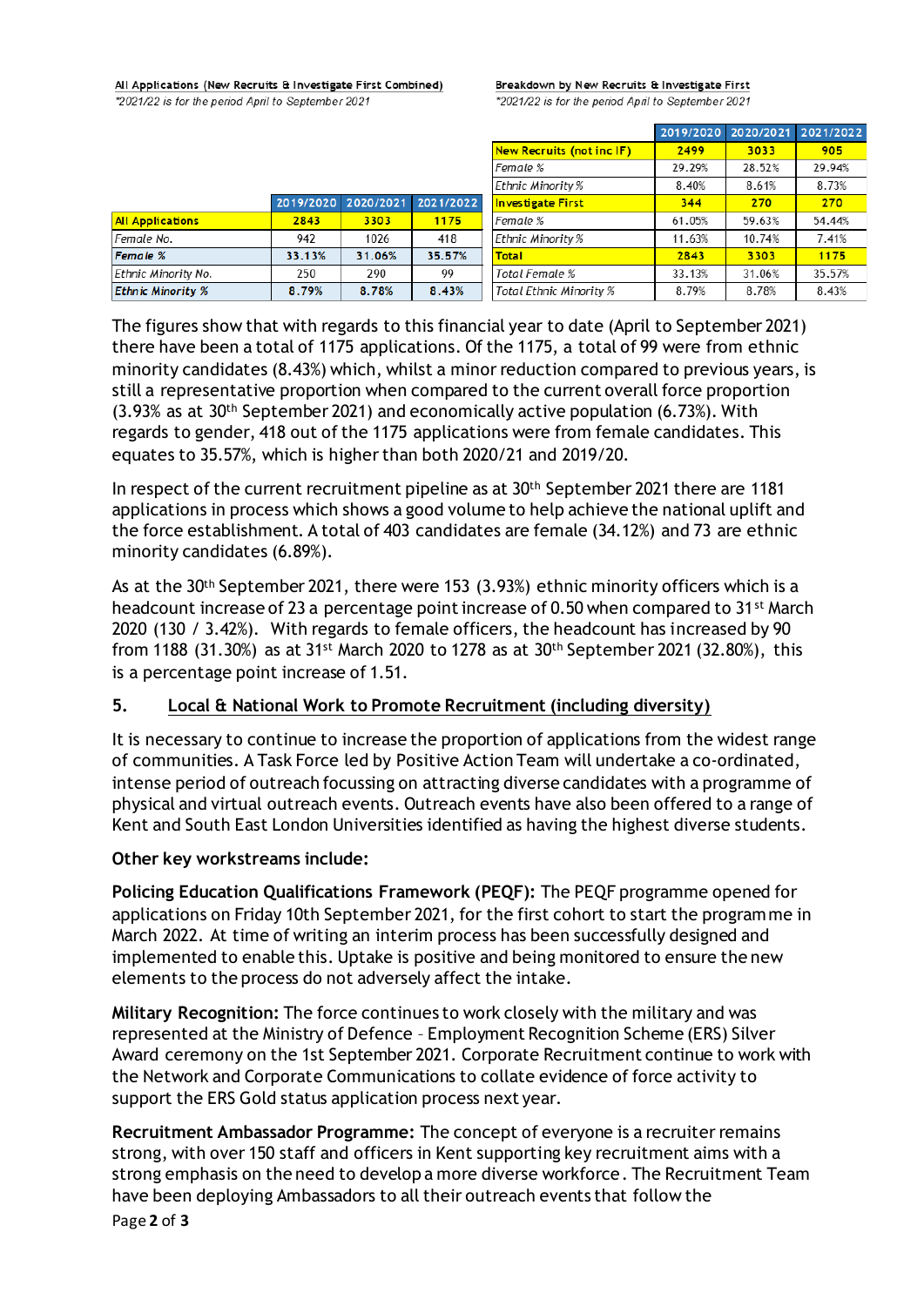**All Applications (New Recruits & Investigate First Combined)**

*2021/22 is for the period April to September 2021*

| | 2019/2020 | 2020/2021 | 2021/2022 |
|---|---|---|---|
| **All Applications** | **2843** | **3303** | **1175** |
| *Female No.* | 942 | 1026 | 418 |
| ***Female %*** | **33.13%** | **31.06%** | **35.57%** |
| *Ethnic Minority No.* | 250 | 290 | 99 |
| ***Ethnic Minority %*** | **8.79%** | **8.78%** | **8.43%** |

**Breakdown by New Recruits & Investigate First**

*2021/22 is for the period April to September 2021*

| | 2019/2020 | 2020/2021 | 2021/2022 |
|---|---|---|---|
| **New Recruits (not inc IF)** | **2499** | **3033** | **905** |
| *Female %* | 29.29% | 28.52% | 29.94% |
| *Ethnic Minority %* | 8.40% | 8.61% | 8.73% |
| **Investigate First** | **344** | **270** | **270** |
| *Female %* | 61.05% | 59.63% | 54.44% |
| *Ethnic Minority %* | 11.63% | 10.74% | 7.41% |
| **Total** | **2843** | **3303** | **1175** |
| *Total Female %* | 33.13% | 31.06% | 35.57% |
| *Total Ethnic Minority %* | 8.79% | 8.78% | 8.43% |

The figures show that with regards to this financial year to date (April to September 2021) there have been a total of 1175 applications. Of the 1175, a total of 99 were from ethnic minority candidates (8.43%) which, whilst a minor reduction compared to previous years, is still a representative proportion when compared to the current overall force proportion (3.93% as at 30th September 2021) and economically active population (6.73%). With regards to gender, 418 out of the 1175 applications were from female candidates. This equates to 35.57%, which is higher than both 2020/21 and 2019/20.

In respect of the current recruitment pipeline as at 30th September 2021 there are 1181 applications in process which shows a good volume to help achieve the national uplift and the force establishment. A total of 403 candidates are female (34.12%) and 73 are ethnic minority candidates (6.89%).

As at the 30th September 2021, there were 153 (3.93%) ethnic minority officers which is a headcount increase of 23 a percentage point increase of 0.50 when compared to 31st March 2020 (130 / 3.42%). With regards to female officers, the headcount has increased by 90 from 1188 (31.30%) as at 31st March 2020 to 1278 as at 30th September 2021 (32.80%), this is a percentage point increase of 1.51.

## 5. Local & National Work to Promote Recruitment (including diversity)

It is necessary to continue to increase the proportion of applications from the widest range of communities. A Task Force led by Positive Action Team will undertake a co-ordinated, intense period of outreach focussing on attracting diverse candidates with a programme of physical and virtual outreach events. Outreach events have also been offered to a range of Kent and South East London Universities identified as having the highest diverse students.

**Other key workstreams include:**

**Policing Education Qualifications Framework (PEQF):** The PEQF programme opened for applications on Friday 10th September 2021, for the first cohort to start the programme in March 2022. At time of writing an interim process has been successfully designed and implemented to enable this. Uptake is positive and being monitored to ensure the new elements to the process do not adversely affect the intake.

**Military Recognition:** The force continues to work closely with the military and was represented at the Ministry of Defence – Employment Recognition Scheme (ERS) Silver Award ceremony on the 1st September 2021. Corporate Recruitment continue to work with the Network and Corporate Communications to collate evidence of force activity to support the ERS Gold status application process next year.

**Recruitment Ambassador Programme:** The concept of everyone is a recruiter remains strong, with over 150 staff and officers in Kent supporting key recruitment aims with a strong emphasis on the need to develop a more diverse workforce. The Recruitment Team have been deploying Ambassadors to all their outreach events that follow the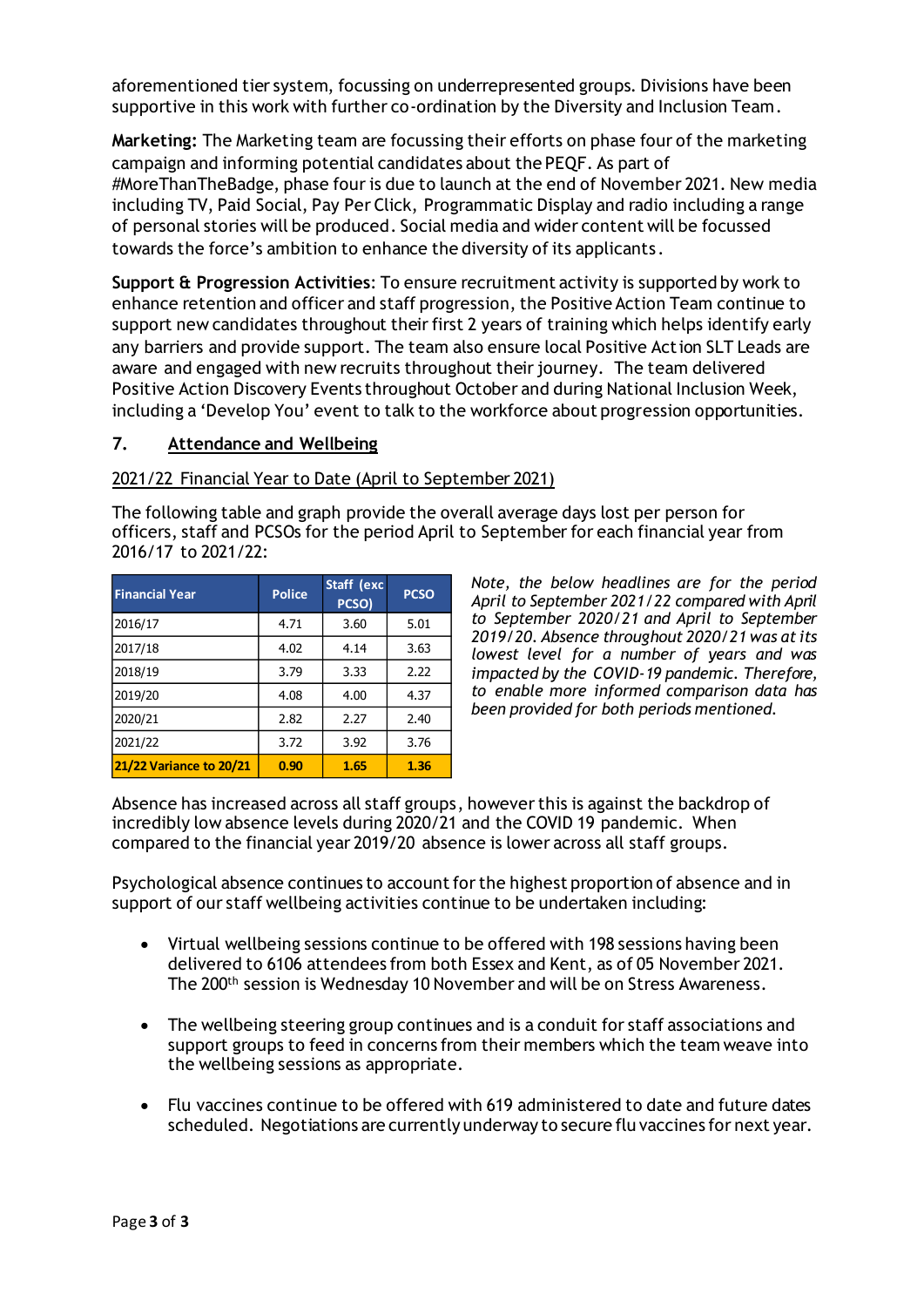aforementioned tier system, focussing on underrepresented groups. Divisions have been supportive in this work with further co-ordination by the Diversity and Inclusion Team.

**Marketing:** The Marketing team are focussing their efforts on phase four of the marketing campaign and informing potential candidates about the PEQF. As part of #MoreThanTheBadge, phase four is due to launch at the end of November 2021. New media including TV, Paid Social, Pay Per Click, Programmatic Display and radio including a range of personal stories will be produced. Social media and wider content will be focussed towards the force's ambition to enhance the diversity of its applicants.

**Support & Progression Activities**: To ensure recruitment activity is supported by work to enhance retention and officer and staff progression, the Positive Action Team continue to support new candidates throughout their first 2 years of training which helps identify early any barriers and provide support. The team also ensure local Positive Action SLT Leads are aware and engaged with new recruits throughout their journey. The team delivered Positive Action Discovery Events throughout October and during National Inclusion Week, including a 'Develop You' event to talk to the workforce about progression opportunities.

## 7. Attendance and Wellbeing

2021/22 Financial Year to Date (April to September 2021)

The following table and graph provide the overall average days lost per person for officers, staff and PCSOs for the period April to September for each financial year from 2016/17 to 2021/22:

| Financial Year | Police | Staff (exc PCSO) | PCSO |
|---|---|---|---|
| 2016/17 | 4.71 | 3.60 | 5.01 |
| 2017/18 | 4.02 | 4.14 | 3.63 |
| 2018/19 | 3.79 | 3.33 | 2.22 |
| 2019/20 | 4.08 | 4.00 | 4.37 |
| 2020/21 | 2.82 | 2.27 | 2.40 |
| 2021/22 | 3.72 | 3.92 | 3.76 |
| **21/22 Variance to 20/21** | **0.90** | **1.65** | **1.36** |

*Note, the below headlines are for the period April to September 2021/22 compared with April to September 2020/21 and April to September 2019/20. Absence throughout 2020/21 was at its lowest level for a number of years and was impacted by the COVID-19 pandemic. Therefore, to enable more informed comparison data has been provided for both periods mentioned.*

Absence has increased across all staff groups, however this is against the backdrop of incredibly low absence levels during 2020/21 and the COVID 19 pandemic. When compared to the financial year 2019/20 absence is lower across all staff groups.

Psychological absence continues to account for the highest proportion of absence and in support of our staff wellbeing activities continue to be undertaken including:

- Virtual wellbeing sessions continue to be offered with 198 sessions having been delivered to 6106 attendees from both Essex and Kent, as of 05 November 2021. The 200th session is Wednesday 10 November and will be on Stress Awareness.
- The wellbeing steering group continues and is a conduit for staff associations and support groups to feed in concerns from their members which the team weave into the wellbeing sessions as appropriate.
- Flu vaccines continue to be offered with 619 administered to date and future dates scheduled. Negotiations are currently underway to secure flu vaccines for next year.